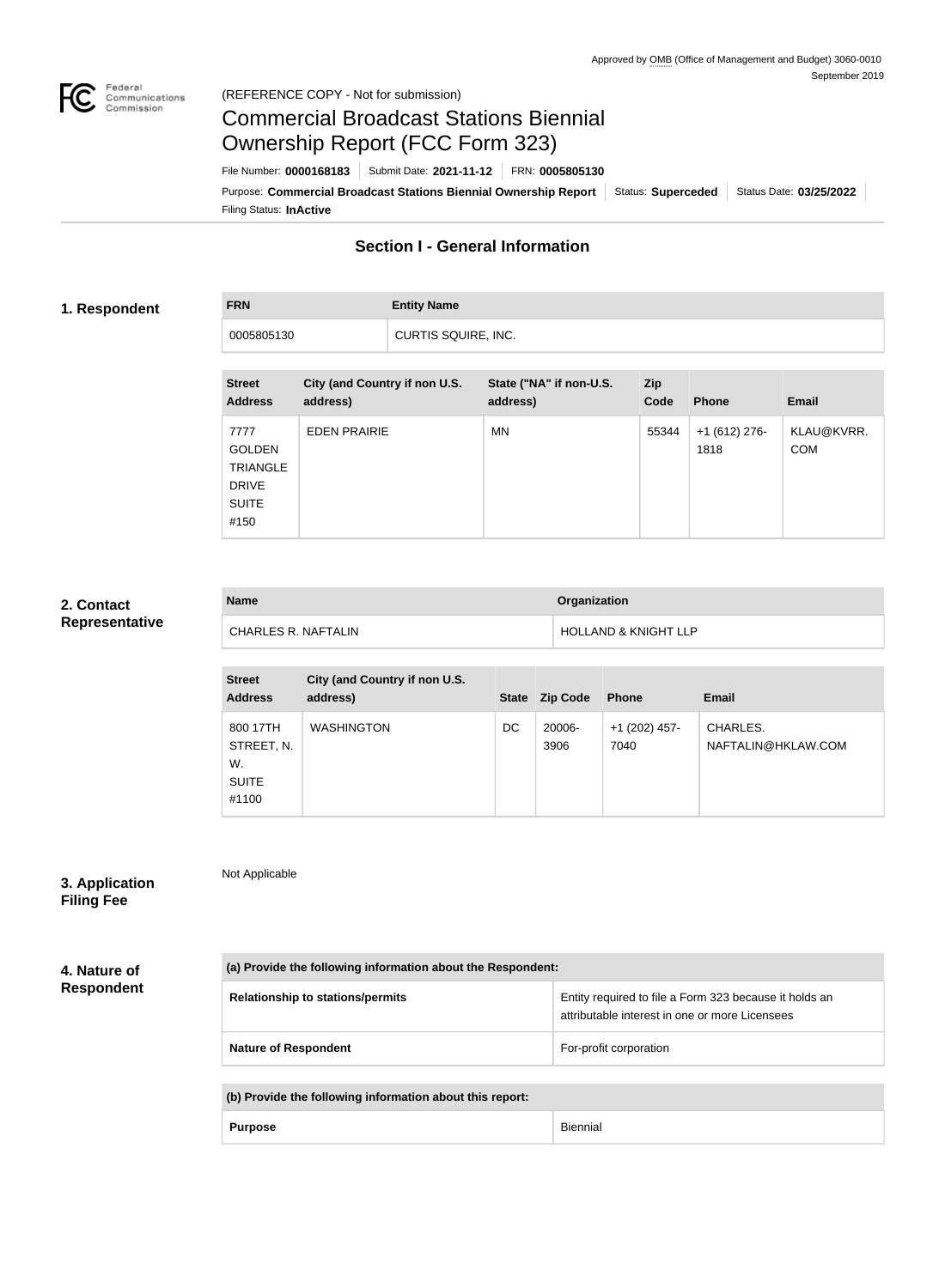Approved by OMB (Office of Management and Budget) 3060-0010
September 2019

(REFERENCE COPY - Not for submission)

# Commercial Broadcast Stations Biennial Ownership Report (FCC Form 323)

File Number: **0000168183** | Submit Date: **2021-11-12** | FRN: **0005805130**

Purpose: **Commercial Broadcast Stations Biennial Ownership Report** | Status: **Superceded** | Status Date: **03/25/2022**

Filing Status: **InActive**

## Section I - General Information

### 1. Respondent

| FRN | Entity Name |
| --- | --- |
| 0005805130 | CURTIS SQUIRE, INC. |

| Street Address | City (and Country if non U.S. address) | State ("NA" if non-U.S. address) | Zip Code | Phone | Email |
| --- | --- | --- | --- | --- | --- |
| 7777 GOLDEN TRIANGLE DRIVE SUITE #150 | EDEN PRAIRIE | MN | 55344 | +1 (612) 276-1818 | KLAU@KVRR.COM |

### 2. Contact Representative

| Name | Organization |
| --- | --- |
| CHARLES R. NAFTALIN | HOLLAND & KNIGHT LLP |

| Street Address | City (and Country if non U.S. address) | State | Zip Code | Phone | Email |
| --- | --- | --- | --- | --- | --- |
| 800 17TH STREET, N. W. SUITE #1100 | WASHINGTON | DC | 20006-3906 | +1 (202) 457-7040 | CHARLES.NAFTALIN@HKLAW.COM |

### 3. Application Filing Fee

Not Applicable

### 4. Nature of Respondent

| (a) Provide the following information about the Respondent: | |
| --- | --- |
| **Relationship to stations/permits** | Entity required to file a Form 323 because it holds an attributable interest in one or more Licensees |
| **Nature of Respondent** | For-profit corporation |

| (b) Provide the following information about this report: | |
| --- | --- |
| **Purpose** | Biennial |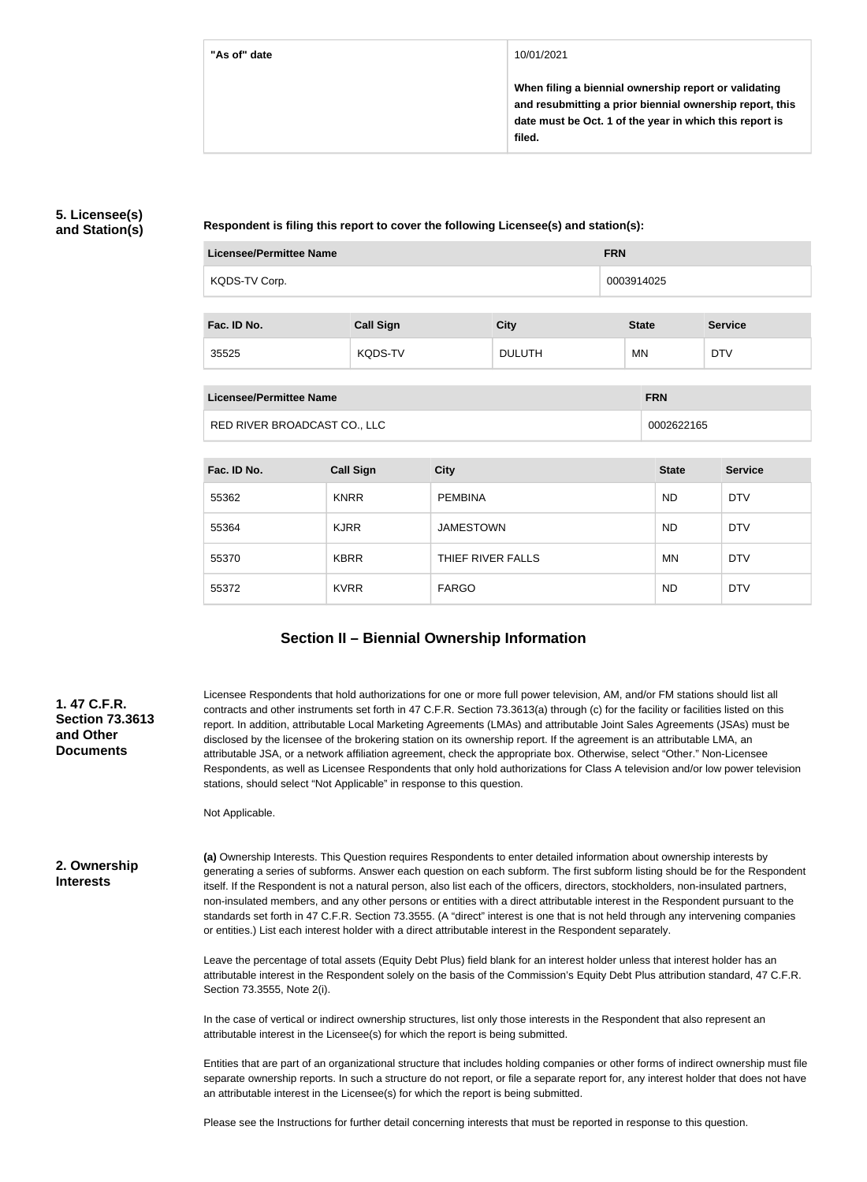| "As of" date | 10/01/2021<br><br>**When filing a biennial ownership report or validating and resubmitting a prior biennial ownership report, this date must be Oct. 1 of the year in which this report is filed.** |
|---|---|

**5. Licensee(s) and Station(s)**

**Respondent is filing this report to cover the following Licensee(s) and station(s):**

| Licensee/Permittee Name | FRN |
|---|---|
| KQDS-TV Corp. | 0003914025 |

| Fac. ID No. | Call Sign | City | State | Service |
|---|---|---|---|---|
| 35525 | KQDS-TV | DULUTH | MN | DTV |

| Licensee/Permittee Name | FRN |
|---|---|
| RED RIVER BROADCAST CO., LLC | 0002622165 |

| Fac. ID No. | Call Sign | City | State | Service |
|---|---|---|---|---|
| 55362 | KNRR | PEMBINA | ND | DTV |
| 55364 | KJRR | JAMESTOWN | ND | DTV |
| 55370 | KBRR | THIEF RIVER FALLS | MN | DTV |
| 55372 | KVRR | FARGO | ND | DTV |

## Section II – Biennial Ownership Information

**1. 47 C.F.R. Section 73.3613 and Other Documents**

Licensee Respondents that hold authorizations for one or more full power television, AM, and/or FM stations should list all contracts and other instruments set forth in 47 C.F.R. Section 73.3613(a) through (c) for the facility or facilities listed on this report. In addition, attributable Local Marketing Agreements (LMAs) and attributable Joint Sales Agreements (JSAs) must be disclosed by the licensee of the brokering station on its ownership report. If the agreement is an attributable LMA, an attributable JSA, or a network affiliation agreement, check the appropriate box. Otherwise, select "Other." Non-Licensee Respondents, as well as Licensee Respondents that only hold authorizations for Class A television and/or low power television stations, should select "Not Applicable" in response to this question.

Not Applicable.

**2. Ownership Interests**

**(a)** Ownership Interests. This Question requires Respondents to enter detailed information about ownership interests by generating a series of subforms. Answer each question on each subform. The first subform listing should be for the Respondent itself. If the Respondent is not a natural person, also list each of the officers, directors, stockholders, non-insulated partners, non-insulated members, and any other persons or entities with a direct attributable interest in the Respondent pursuant to the standards set forth in 47 C.F.R. Section 73.3555. (A "direct" interest is one that is not held through any intervening companies or entities.) List each interest holder with a direct attributable interest in the Respondent separately.

Leave the percentage of total assets (Equity Debt Plus) field blank for an interest holder unless that interest holder has an attributable interest in the Respondent solely on the basis of the Commission's Equity Debt Plus attribution standard, 47 C.F.R. Section 73.3555, Note 2(i).

In the case of vertical or indirect ownership structures, list only those interests in the Respondent that also represent an attributable interest in the Licensee(s) for which the report is being submitted.

Entities that are part of an organizational structure that includes holding companies or other forms of indirect ownership must file separate ownership reports. In such a structure do not report, or file a separate report for, any interest holder that does not have an attributable interest in the Licensee(s) for which the report is being submitted.

Please see the Instructions for further detail concerning interests that must be reported in response to this question.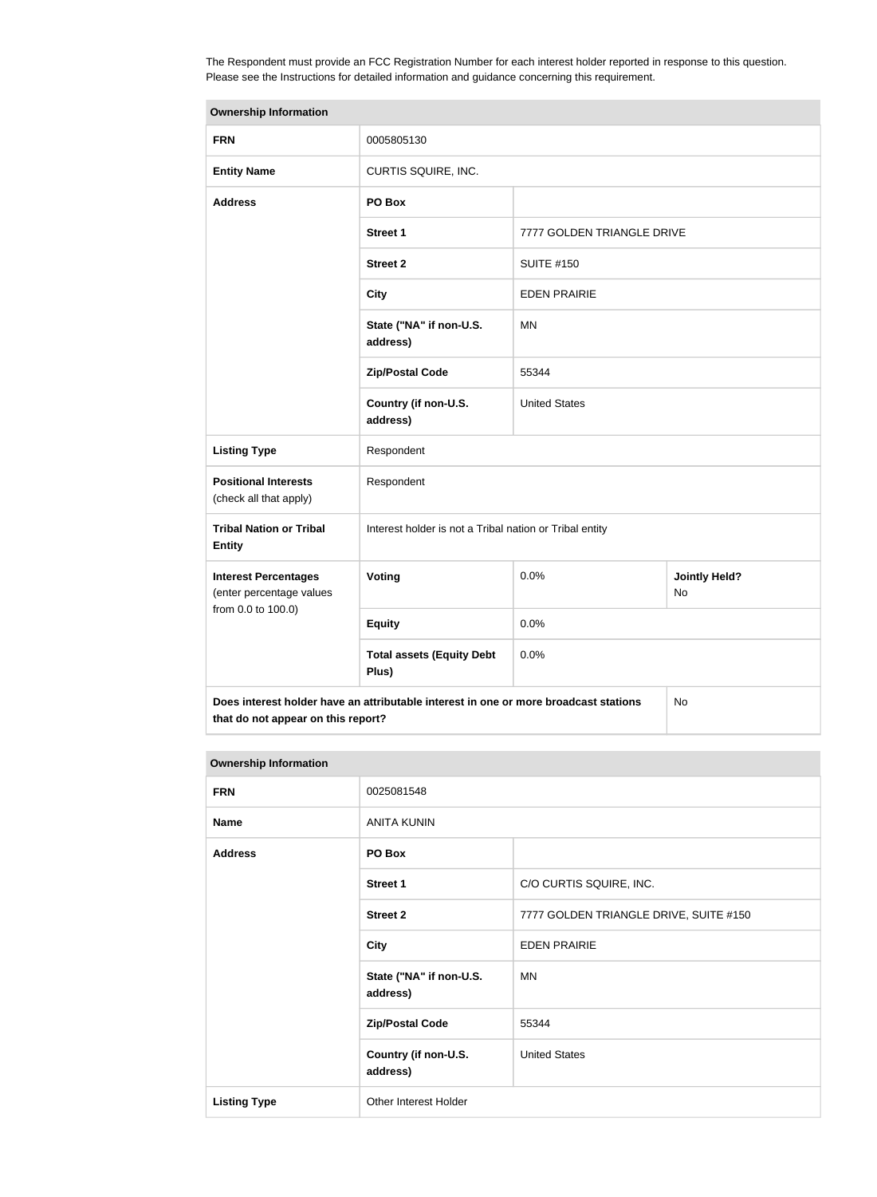The Respondent must provide an FCC Registration Number for each interest holder reported in response to this question. Please see the Instructions for detailed information and guidance concerning this requirement.

| Ownership Information | | | |
|---|---|---|---|
| **FRN** | 0005805130 | | |
| **Entity Name** | CURTIS SQUIRE, INC. | | |
| **Address** | **PO Box** | | |
| | **Street 1** | 7777 GOLDEN TRIANGLE DRIVE | |
| | **Street 2** | SUITE #150 | |
| | **City** | EDEN PRAIRIE | |
| | **State ("NA" if non-U.S. address)** | MN | |
| | **Zip/Postal Code** | 55344 | |
| | **Country (if non-U.S. address)** | United States | |
| **Listing Type** | Respondent | | |
| **Positional Interests** (check all that apply) | Respondent | | |
| **Tribal Nation or Tribal Entity** | Interest holder is not a Tribal nation or Tribal entity | | |
| **Interest Percentages** (enter percentage values from 0.0 to 100.0) | **Voting** | 0.0% | **Jointly Held?** No |
| | **Equity** | 0.0% | |
| | **Total assets (Equity Debt Plus)** | 0.0% | |
| **Does interest holder have an attributable interest in one or more broadcast stations that do not appear on this report?** | | | No |

| Ownership Information | | |
|---|---|---|
| **FRN** | 0025081548 | |
| **Name** | ANITA KUNIN | |
| **Address** | **PO Box** | |
| | **Street 1** | C/O CURTIS SQUIRE, INC. |
| | **Street 2** | 7777 GOLDEN TRIANGLE DRIVE, SUITE #150 |
| | **City** | EDEN PRAIRIE |
| | **State ("NA" if non-U.S. address)** | MN |
| | **Zip/Postal Code** | 55344 |
| | **Country (if non-U.S. address)** | United States |
| **Listing Type** | Other Interest Holder | |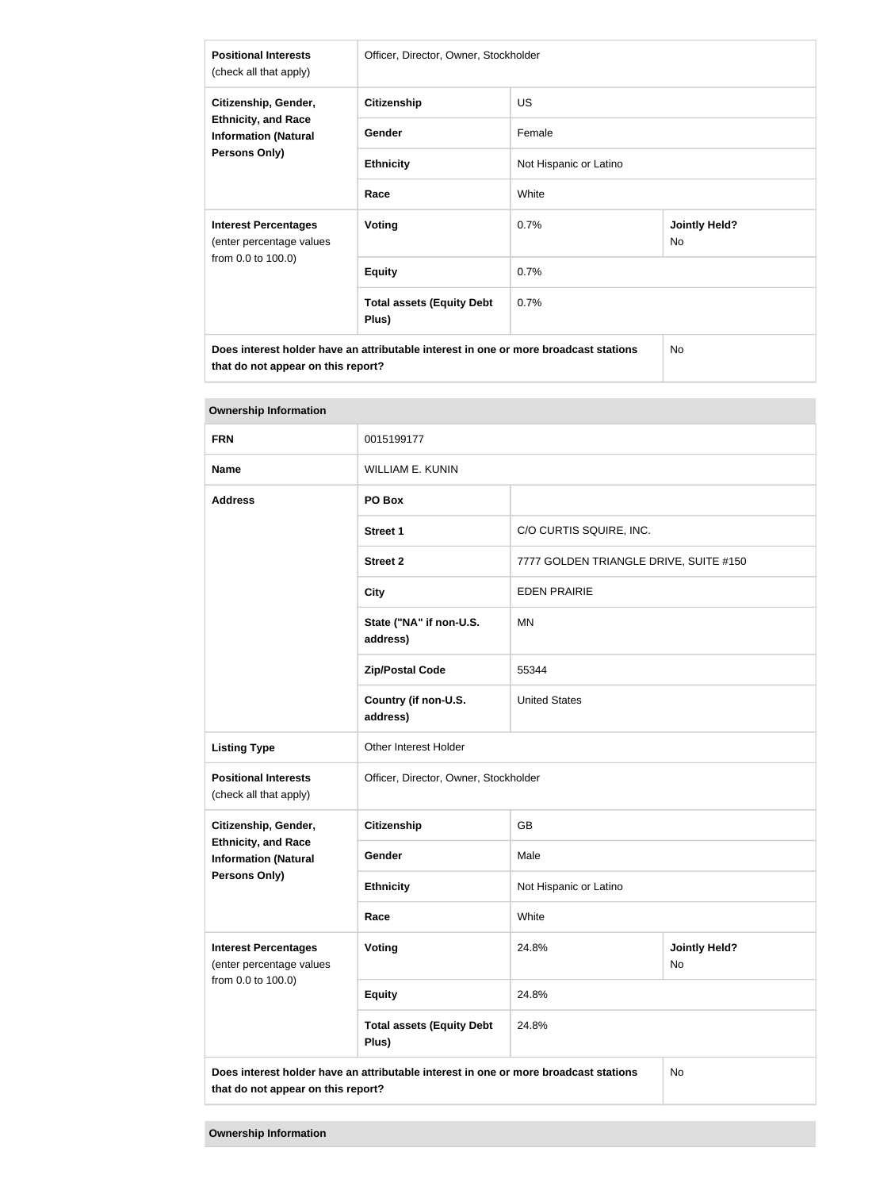| | | | |
|---|---|---|---|
| **Positional Interests** (check all that apply) | Officer, Director, Owner, Stockholder | | |
| **Citizenship, Gender, Ethnicity, and Race Information (Natural Persons Only)** | **Citizenship** | US | |
| | **Gender** | Female | |
| | **Ethnicity** | Not Hispanic or Latino | |
| | **Race** | White | |
| **Interest Percentages** (enter percentage values from 0.0 to 100.0) | **Voting** | 0.7% | **Jointly Held?** No |
| | **Equity** | 0.7% | |
| | **Total assets (Equity Debt Plus)** | 0.7% | |
| **Does interest holder have an attributable interest in one or more broadcast stations that do not appear on this report?** | | | No |

**Ownership Information**

| | | | |
|---|---|---|---|
| **FRN** | 0015199177 | | |
| **Name** | WILLIAM E. KUNIN | | |
| **Address** | **PO Box** | | |
| | **Street 1** | C/O CURTIS SQUIRE, INC. | |
| | **Street 2** | 7777 GOLDEN TRIANGLE DRIVE, SUITE #150 | |
| | **City** | EDEN PRAIRIE | |
| | **State ("NA" if non-U.S. address)** | MN | |
| | **Zip/Postal Code** | 55344 | |
| | **Country (if non-U.S. address)** | United States | |
| **Listing Type** | Other Interest Holder | | |
| **Positional Interests** (check all that apply) | Officer, Director, Owner, Stockholder | | |
| **Citizenship, Gender, Ethnicity, and Race Information (Natural Persons Only)** | **Citizenship** | GB | |
| | **Gender** | Male | |
| | **Ethnicity** | Not Hispanic or Latino | |
| | **Race** | White | |
| **Interest Percentages** (enter percentage values from 0.0 to 100.0) | **Voting** | 24.8% | **Jointly Held?** No |
| | **Equity** | 24.8% | |
| | **Total assets (Equity Debt Plus)** | 24.8% | |
| **Does interest holder have an attributable interest in one or more broadcast stations that do not appear on this report?** | | | No |

**Ownership Information**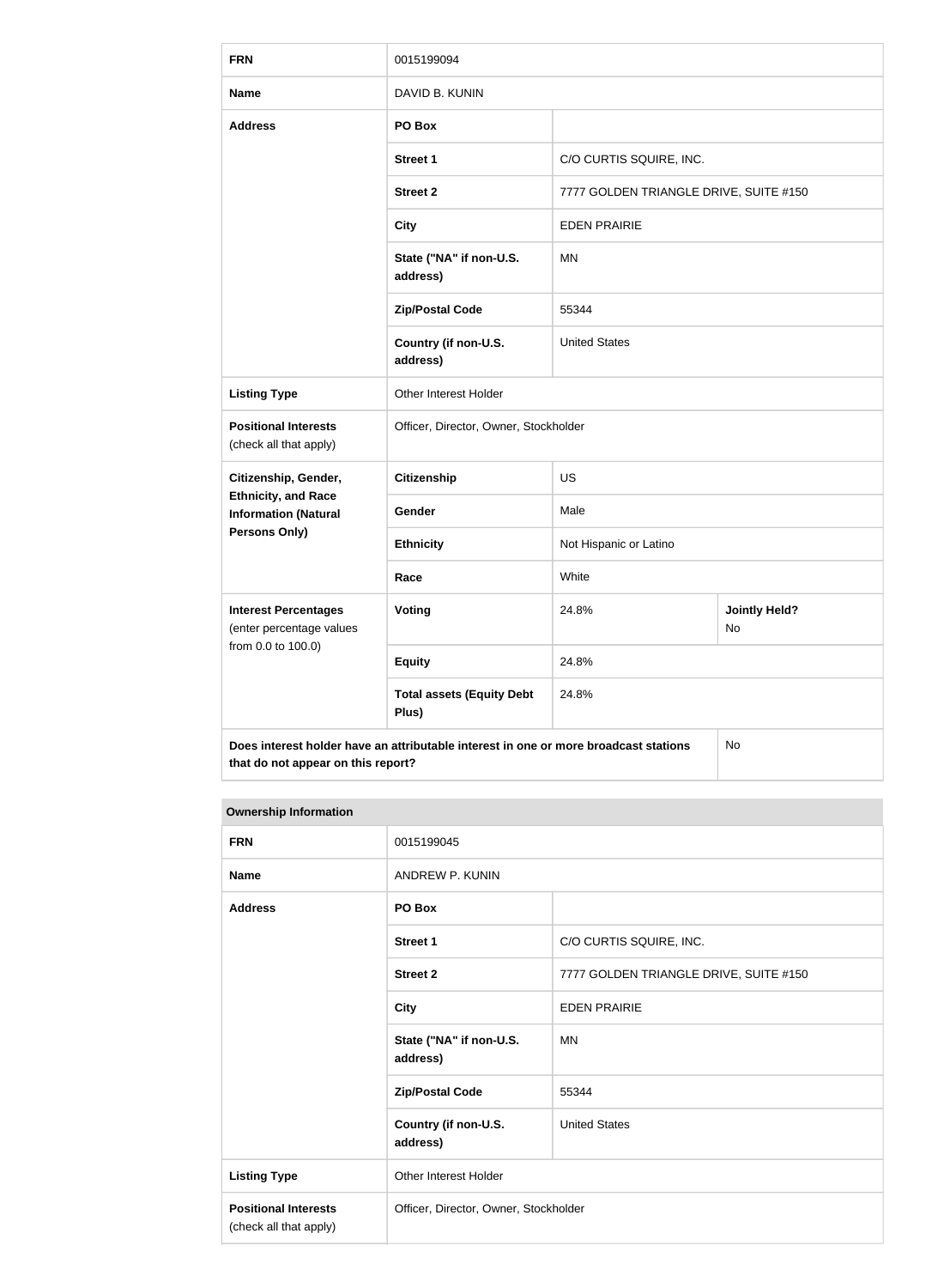| FRN | 0015199094 | | |
|---|---|---|---|
| Name | DAVID B. KUNIN | | |
| Address | PO Box | | |
| | Street 1 | C/O CURTIS SQUIRE, INC. | |
| | Street 2 | 7777 GOLDEN TRIANGLE DRIVE, SUITE #150 | |
| | City | EDEN PRAIRIE | |
| | State ("NA" if non-U.S. address) | MN | |
| | Zip/Postal Code | 55344 | |
| | Country (if non-U.S. address) | United States | |
| Listing Type | Other Interest Holder | | |
| Positional Interests (check all that apply) | Officer, Director, Owner, Stockholder | | |
| Citizenship, Gender, Ethnicity, and Race Information (Natural Persons Only) | Citizenship | US | |
| | Gender | Male | |
| | Ethnicity | Not Hispanic or Latino | |
| | Race | White | |
| Interest Percentages (enter percentage values from 0.0 to 100.0) | Voting | 24.8% | Jointly Held? No |
| | Equity | 24.8% | |
| | Total assets (Equity Debt Plus) | 24.8% | |
| Does interest holder have an attributable interest in one or more broadcast stations that do not appear on this report? | | | No |

**Ownership Information**

| FRN | 0015199045 | |
|---|---|---|
| Name | ANDREW P. KUNIN | |
| Address | PO Box | |
| | Street 1 | C/O CURTIS SQUIRE, INC. |
| | Street 2 | 7777 GOLDEN TRIANGLE DRIVE, SUITE #150 |
| | City | EDEN PRAIRIE |
| | State ("NA" if non-U.S. address) | MN |
| | Zip/Postal Code | 55344 |
| | Country (if non-U.S. address) | United States |
| Listing Type | Other Interest Holder | |
| Positional Interests (check all that apply) | Officer, Director, Owner, Stockholder | |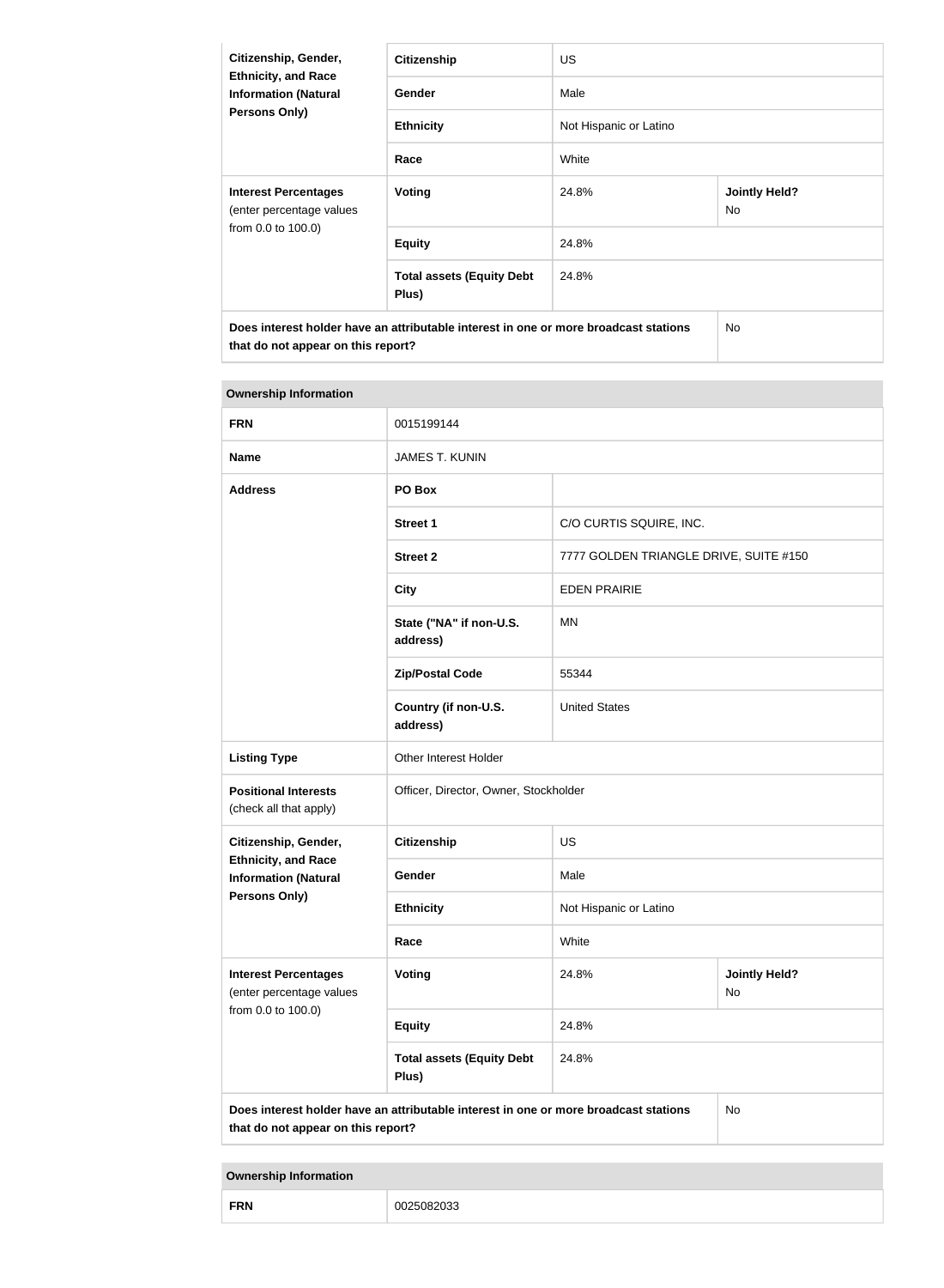| Citizenship, Gender, Ethnicity, and Race Information (Natural Persons Only) | Citizenship | US | |
|---|---|---|---|
| | Gender | Male | |
| | Ethnicity | Not Hispanic or Latino | |
| | Race | White | |
| **Interest Percentages** (enter percentage values from 0.0 to 100.0) | Voting | 24.8% | **Jointly Held?** No |
| | Equity | 24.8% | |
| | Total assets (Equity Debt Plus) | 24.8% | |
| **Does interest holder have an attributable interest in one or more broadcast stations that do not appear on this report?** | | | No |

| Ownership Information | | | |
|---|---|---|---|
| **FRN** | 0015199144 | | |
| **Name** | JAMES T. KUNIN | | |
| **Address** | PO Box | | |
| | Street 1 | C/O CURTIS SQUIRE, INC. | |
| | Street 2 | 7777 GOLDEN TRIANGLE DRIVE, SUITE #150 | |
| | City | EDEN PRAIRIE | |
| | State ("NA" if non-U.S. address) | MN | |
| | Zip/Postal Code | 55344 | |
| | Country (if non-U.S. address) | United States | |
| **Listing Type** | Other Interest Holder | | |
| **Positional Interests** (check all that apply) | Officer, Director, Owner, Stockholder | | |
| **Citizenship, Gender, Ethnicity, and Race Information (Natural Persons Only)** | Citizenship | US | |
| | Gender | Male | |
| | Ethnicity | Not Hispanic or Latino | |
| | Race | White | |
| **Interest Percentages** (enter percentage values from 0.0 to 100.0) | Voting | 24.8% | **Jointly Held?** No |
| | Equity | 24.8% | |
| | Total assets (Equity Debt Plus) | 24.8% | |
| **Does interest holder have an attributable interest in one or more broadcast stations that do not appear on this report?** | | | No |

| Ownership Information | |
|---|---|
| **FRN** | 0025082033 |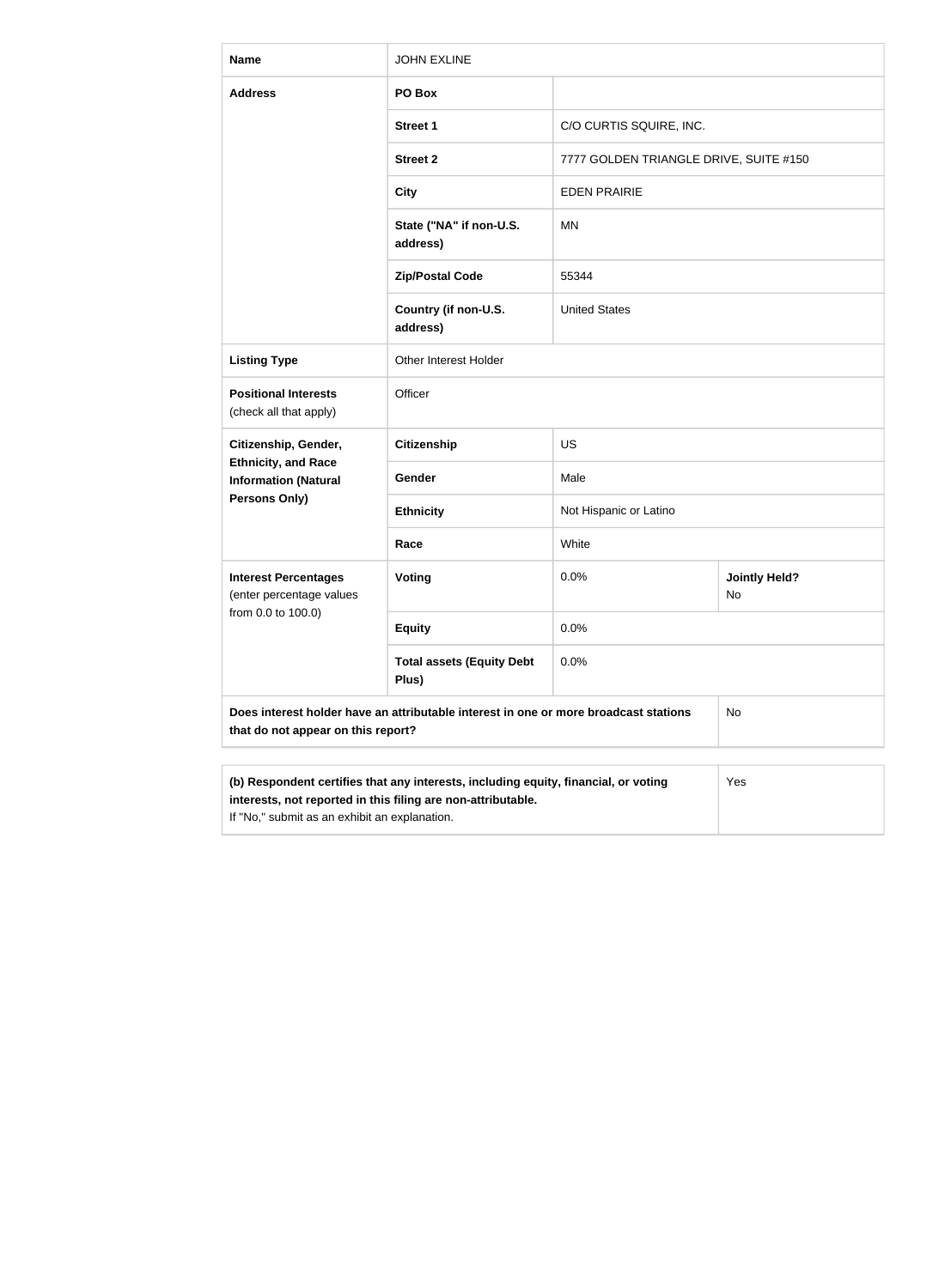| Name | JOHN EXLINE | | |
|---|---|---|---|
| Address | PO Box | | |
| | Street 1 | C/O CURTIS SQUIRE, INC. | |
| | Street 2 | 7777 GOLDEN TRIANGLE DRIVE, SUITE #150 | |
| | City | EDEN PRAIRIE | |
| | State ("NA" if non-U.S. address) | MN | |
| | Zip/Postal Code | 55344 | |
| | Country (if non-U.S. address) | United States | |
| Listing Type | Other Interest Holder | | |
| Positional Interests (check all that apply) | Officer | | |
| Citizenship, Gender, Ethnicity, and Race Information (Natural Persons Only) | Citizenship | US | |
| | Gender | Male | |
| | Ethnicity | Not Hispanic or Latino | |
| | Race | White | |
| Interest Percentages (enter percentage values from 0.0 to 100.0) | Voting | 0.0% | Jointly Held? No |
| | Equity | 0.0% | |
| | Total assets (Equity Debt Plus) | 0.0% | |
| Does interest holder have an attributable interest in one or more broadcast stations that do not appear on this report? | | | No |

| (b) Respondent certifies that any interests, including equity, financial, or voting interests, not reported in this filing are non-attributable. If "No," submit as an exhibit an explanation. | Yes |
|---|---|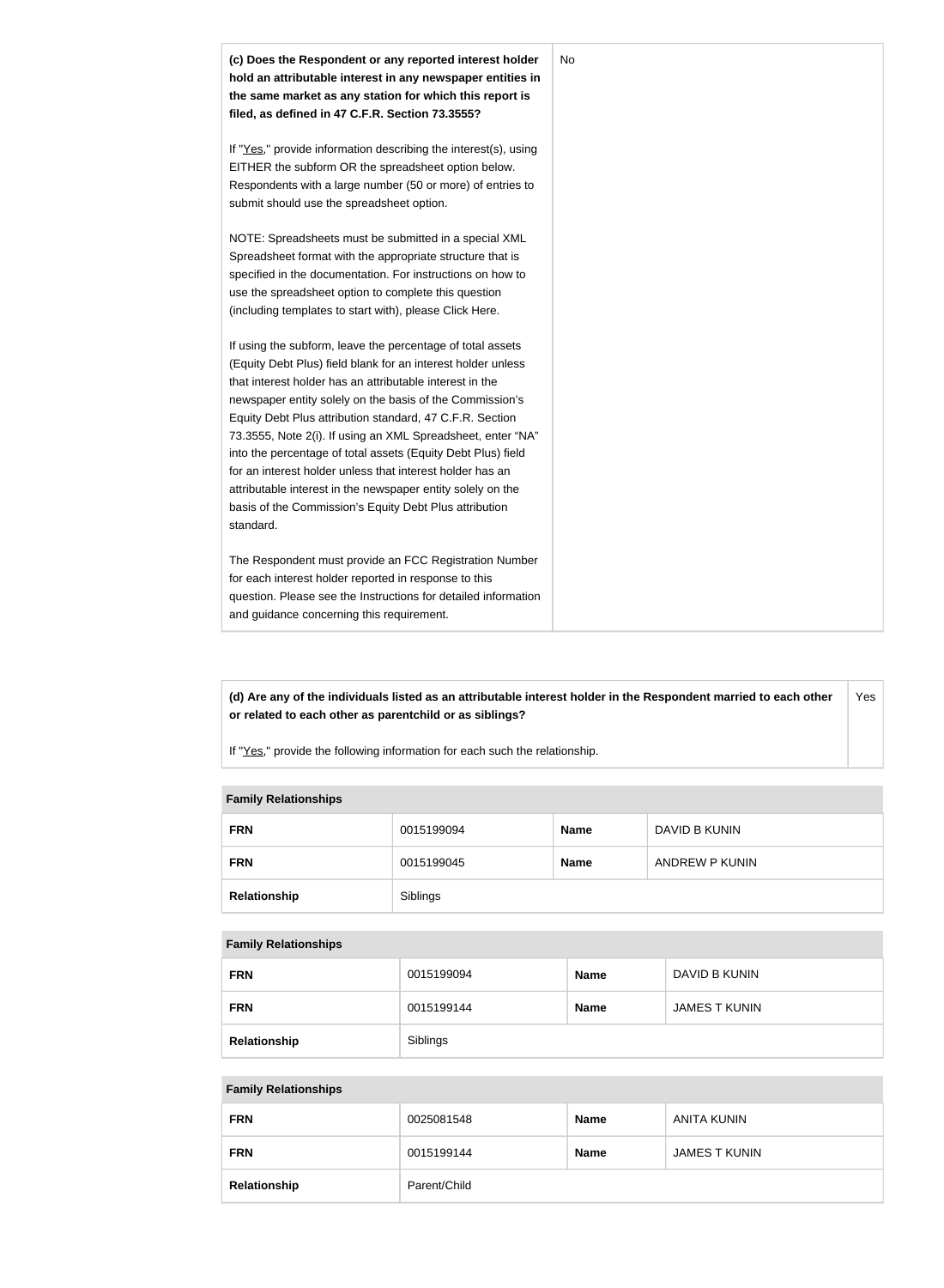| **(c) Does the Respondent or any reported interest holder hold an attributable interest in any newspaper entities in the same market as any station for which this report is filed, as defined in 47 C.F.R. Section 73.3555?**<br><br>If "Yes," provide information describing the interest(s), using EITHER the subform OR the spreadsheet option below. Respondents with a large number (50 or more) of entries to submit should use the spreadsheet option.<br><br>NOTE: Spreadsheets must be submitted in a special XML Spreadsheet format with the appropriate structure that is specified in the documentation. For instructions on how to use the spreadsheet option to complete this question (including templates to start with), please Click Here.<br><br>If using the subform, leave the percentage of total assets (Equity Debt Plus) field blank for an interest holder unless that interest holder has an attributable interest in the newspaper entity solely on the basis of the Commission's Equity Debt Plus attribution standard, 47 C.F.R. Section 73.3555, Note 2(i). If using an XML Spreadsheet, enter "NA" into the percentage of total assets (Equity Debt Plus) field for an interest holder unless that interest holder has an attributable interest in the newspaper entity solely on the basis of the Commission's Equity Debt Plus attribution standard.<br><br>The Respondent must provide an FCC Registration Number for each interest holder reported in response to this question. Please see the Instructions for detailed information and guidance concerning this requirement. | No |
|---|---|

| **(d) Are any of the individuals listed as an attributable interest holder in the Respondent married to each other or related to each other as parentchild or as siblings?**<br><br>If "Yes," provide the following information for each such the relationship. | Yes |
|---|---|

| **Family Relationships** | | | |
|---|---|---|---|
| **FRN** | 0015199094 | **Name** | DAVID B KUNIN |
| **FRN** | 0015199045 | **Name** | ANDREW P KUNIN |
| **Relationship** | Siblings | | |

| **Family Relationships** | | | |
|---|---|---|---|
| **FRN** | 0015199094 | **Name** | DAVID B KUNIN |
| **FRN** | 0015199144 | **Name** | JAMES T KUNIN |
| **Relationship** | Siblings | | |

| **Family Relationships** | | | |
|---|---|---|---|
| **FRN** | 0025081548 | **Name** | ANITA KUNIN |
| **FRN** | 0015199144 | **Name** | JAMES T KUNIN |
| **Relationship** | Parent/Child | | |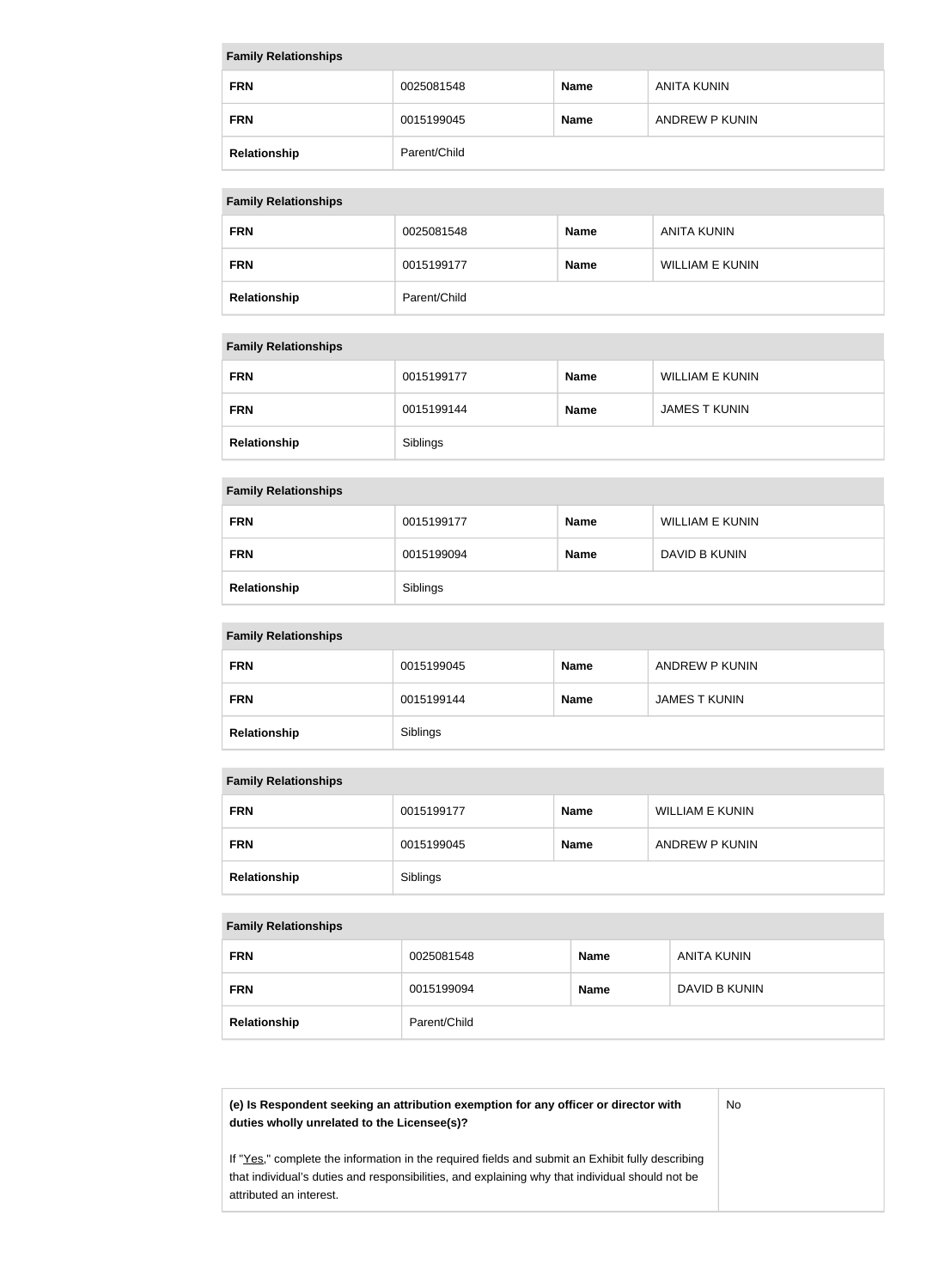| Family Relationships | | | |
|---|---|---|---|
| **FRN** | 0025081548 | **Name** | ANITA KUNIN |
| **FRN** | 0015199045 | **Name** | ANDREW P KUNIN |
| **Relationship** | Parent/Child | | |

| Family Relationships | | | |
|---|---|---|---|
| **FRN** | 0025081548 | **Name** | ANITA KUNIN |
| **FRN** | 0015199177 | **Name** | WILLIAM E KUNIN |
| **Relationship** | Parent/Child | | |

| Family Relationships | | | |
|---|---|---|---|
| **FRN** | 0015199177 | **Name** | WILLIAM E KUNIN |
| **FRN** | 0015199144 | **Name** | JAMES T KUNIN |
| **Relationship** | Siblings | | |

| Family Relationships | | | |
|---|---|---|---|
| **FRN** | 0015199177 | **Name** | WILLIAM E KUNIN |
| **FRN** | 0015199094 | **Name** | DAVID B KUNIN |
| **Relationship** | Siblings | | |

| Family Relationships | | | |
|---|---|---|---|
| **FRN** | 0015199045 | **Name** | ANDREW P KUNIN |
| **FRN** | 0015199144 | **Name** | JAMES T KUNIN |
| **Relationship** | Siblings | | |

| Family Relationships | | | |
|---|---|---|---|
| **FRN** | 0015199177 | **Name** | WILLIAM E KUNIN |
| **FRN** | 0015199045 | **Name** | ANDREW P KUNIN |
| **Relationship** | Siblings | | |

| Family Relationships | | | |
|---|---|---|---|
| **FRN** | 0025081548 | **Name** | ANITA KUNIN |
| **FRN** | 0015199094 | **Name** | DAVID B KUNIN |
| **Relationship** | Parent/Child | | |

| | |
|---|---|
| **(e) Is Respondent seeking an attribution exemption for any officer or director with duties wholly unrelated to the Licensee(s)?**<br><br>If "Yes," complete the information in the required fields and submit an Exhibit fully describing that individual's duties and responsibilities, and explaining why that individual should not be attributed an interest. | No |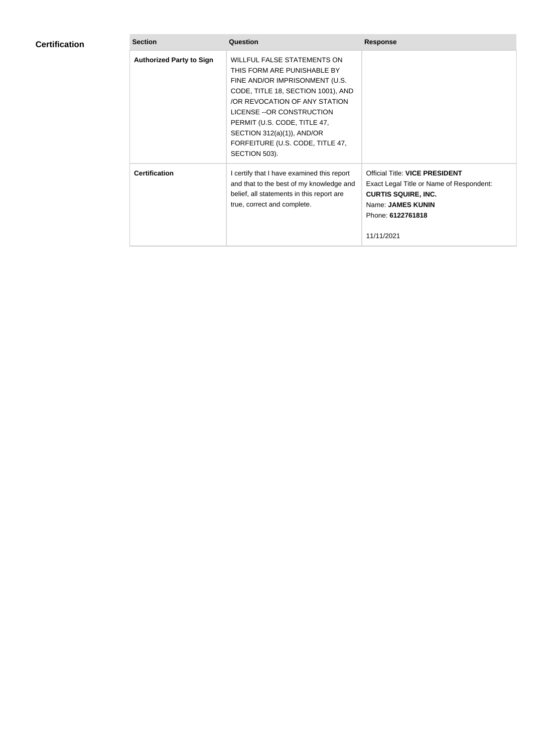## Certification

| Section | Question | Response |
| --- | --- | --- |
| **Authorized Party to Sign** | WILLFUL FALSE STATEMENTS ON THIS FORM ARE PUNISHABLE BY FINE AND/OR IMPRISONMENT (U.S. CODE, TITLE 18, SECTION 1001), AND /OR REVOCATION OF ANY STATION LICENSE --OR CONSTRUCTION PERMIT (U.S. CODE, TITLE 47, SECTION 312(a)(1)), AND/OR FORFEITURE (U.S. CODE, TITLE 47, SECTION 503). | |
| **Certification** | I certify that I have examined this report and that to the best of my knowledge and belief, all statements in this report are true, correct and complete. | Official Title: **VICE PRESIDENT**<br>Exact Legal Title or Name of Respondent: **CURTIS SQUIRE, INC.**<br>Name: **JAMES KUNIN**<br>Phone: **6122761818**<br><br>11/11/2021 |